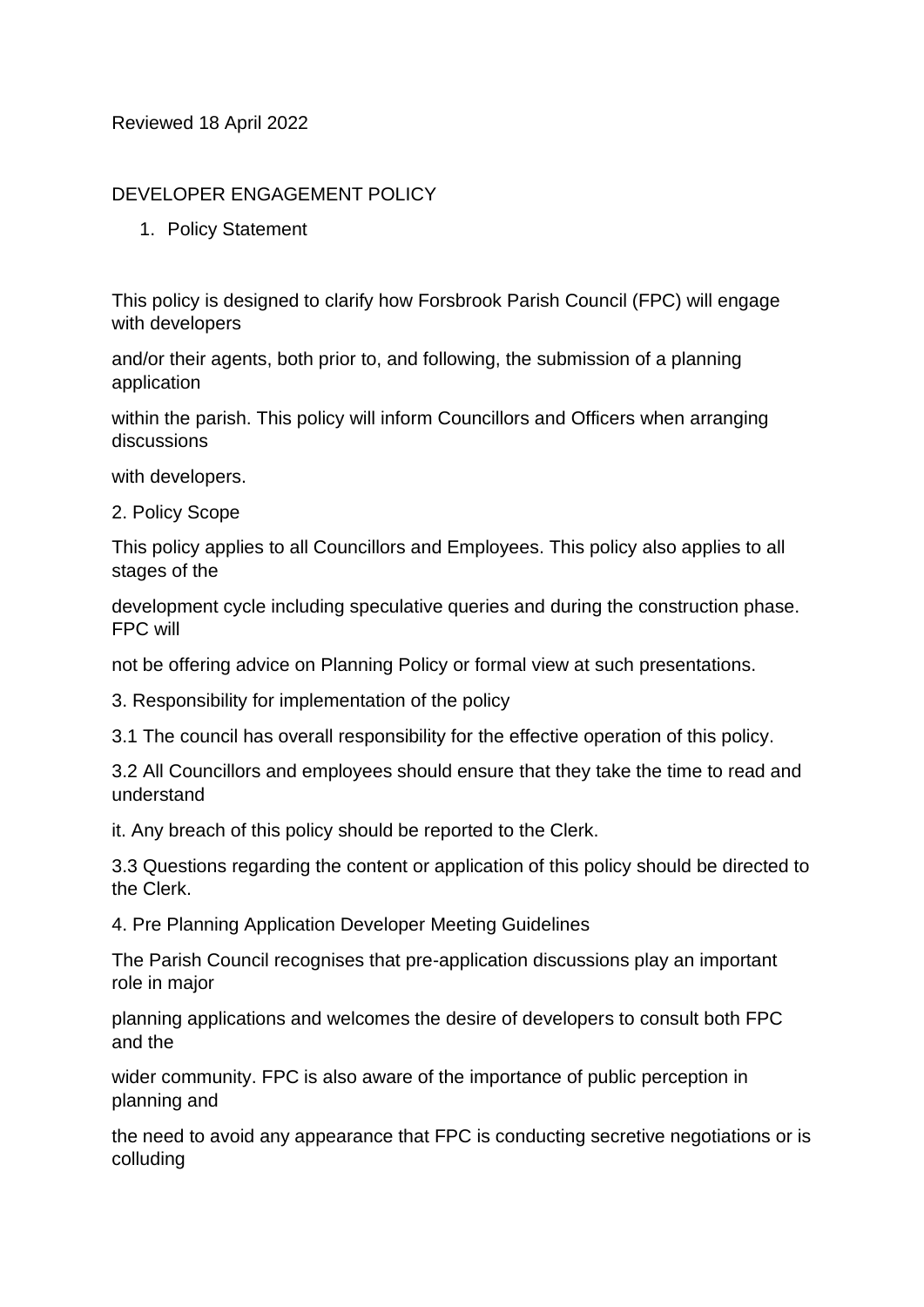Reviewed 18 April 2022

# DEVELOPER ENGAGEMENT POLICY

## 1. Policy Statement

This policy is designed to clarify how Forsbrook Parish Council (FPC) will engage with developers and/or their agents, both prior to, and following, the submission of a planning application within the parish. This policy will inform Councillors and Officers when arranging discussions with developers.

## 2. Policy Scope

This policy applies to all Councillors and Employees. This policy also applies to all stages of the development cycle including speculative queries and during the construction phase. FPC will not be offering advice on Planning Policy or formal view at such presentations.

## 3. Responsibility for implementation of the policy

3.1 The council has overall responsibility for the effective operation of this policy.

3.2 All Councillors and employees should ensure that they take the time to read and understand it. Any breach of this policy should be reported to the Clerk.

3.3 Questions regarding the content or application of this policy should be directed to the Clerk.

## 4. Pre Planning Application Developer Meeting Guidelines

The Parish Council recognises that pre-application discussions play an important role in major planning applications and welcomes the desire of developers to consult both FPC and the wider community. FPC is also aware of the importance of public perception in planning and the need to avoid any appearance that FPC is conducting secretive negotiations or is colluding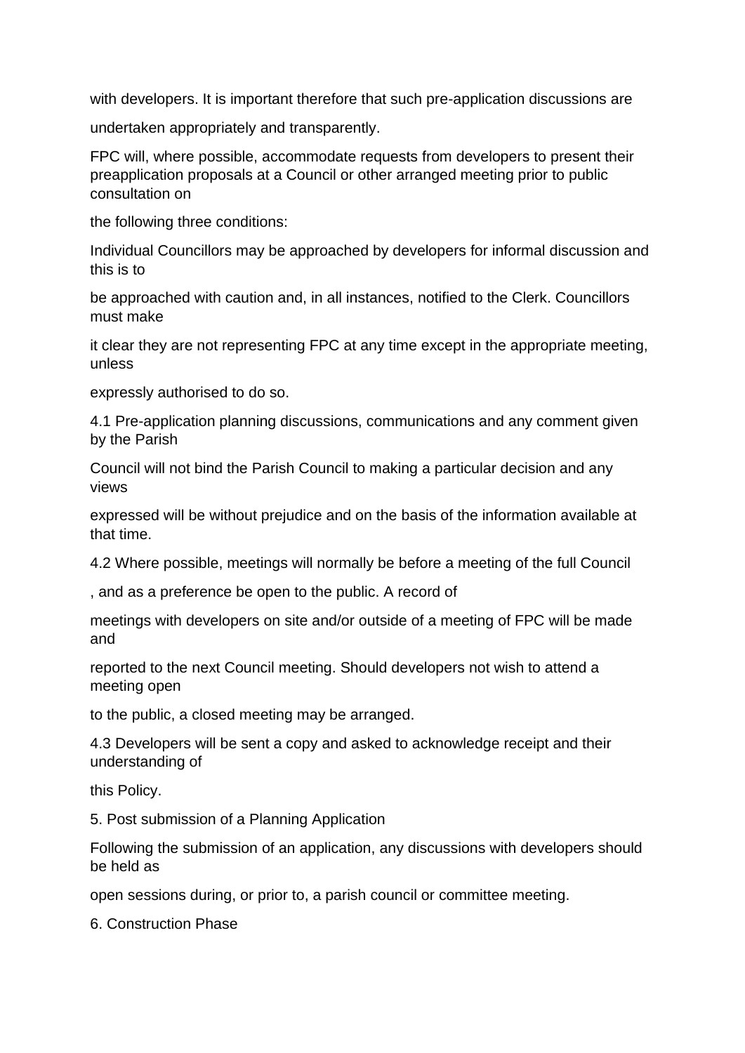with developers. It is important therefore that such pre-application discussions are undertaken appropriately and transparently.

FPC will, where possible, accommodate requests from developers to present their preapplication proposals at a Council or other arranged meeting prior to public consultation on the following three conditions:

Individual Councillors may be approached by developers for informal discussion and this is to be approached with caution and, in all instances, notified to the Clerk. Councillors must make it clear they are not representing FPC at any time except in the appropriate meeting, unless expressly authorised to do so.

4.1 Pre-application planning discussions, communications and any comment given by the Parish Council will not bind the Parish Council to making a particular decision and any views expressed will be without prejudice and on the basis of the information available at that time.

4.2 Where possible, meetings will normally be before a meeting of the full Council , and as a preference be open to the public. A record of meetings with developers on site and/or outside of a meeting of FPC will be made and reported to the next Council meeting. Should developers not wish to attend a meeting open to the public, a closed meeting may be arranged.

4.3 Developers will be sent a copy and asked to acknowledge receipt and their understanding of this Policy.

## 5. Post submission of a Planning Application

Following the submission of an application, any discussions with developers should be held as open sessions during, or prior to, a parish council or committee meeting.

## 6. Construction Phase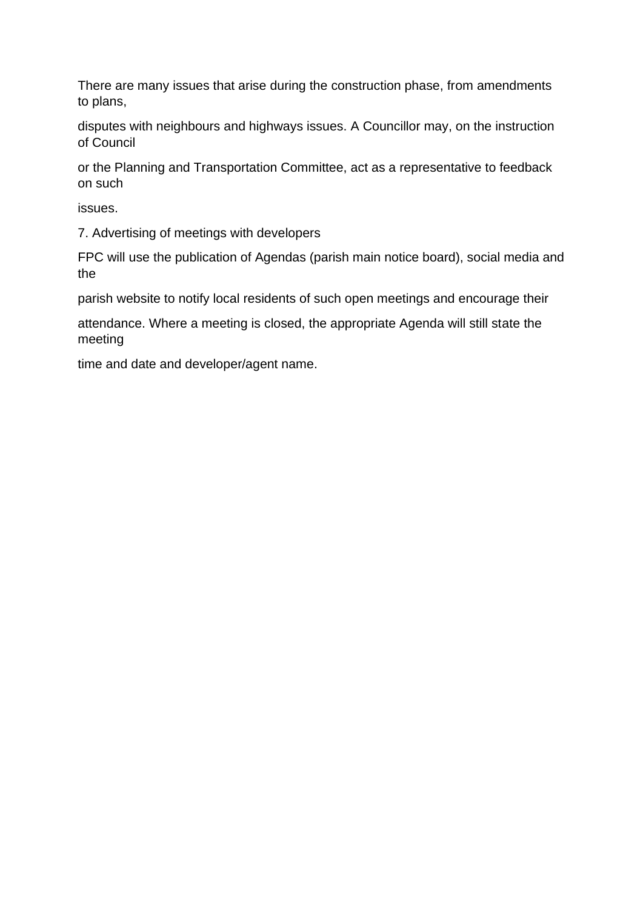There are many issues that arise during the construction phase, from amendments to plans, disputes with neighbours and highways issues. A Councillor may, on the instruction of Council or the Planning and Transportation Committee, act as a representative to feedback on such issues.

## 7. Advertising of meetings with developers

FPC will use the publication of Agendas (parish main notice board), social media and the parish website to notify local residents of such open meetings and encourage their attendance. Where a meeting is closed, the appropriate Agenda will still state the meeting time and date and developer/agent name.